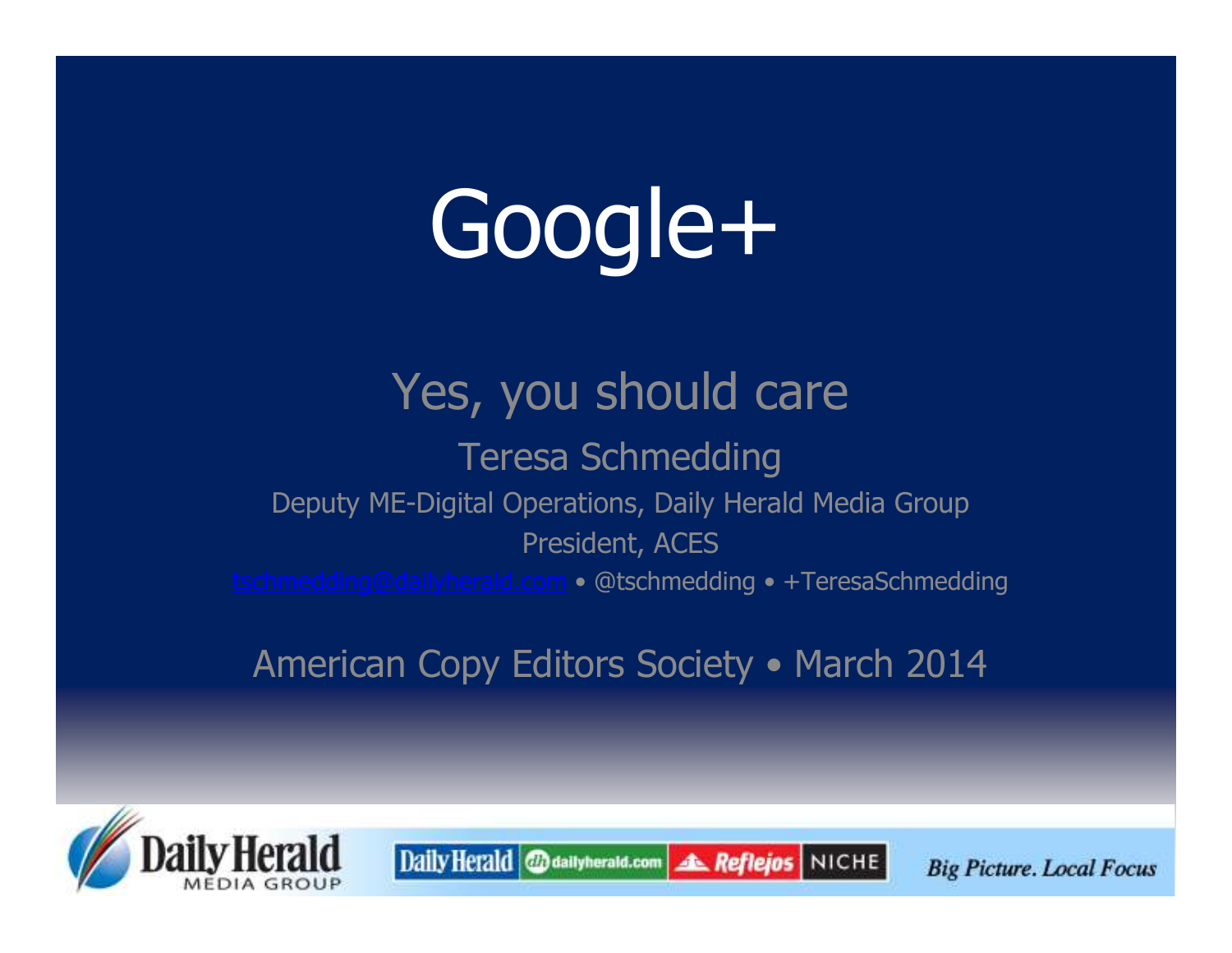# Google+

## Yes, you should care

Teresa Schmedding

Deputy ME-Digital Operations, Daily Herald Media Group

President, ACES

tschmedding@dailyherald.com • @tschmedding • +TeresaSchmedding

American Copy Editors Society • March 2014

Daily Herald MEDIA GROUP

Daily Herald | dailyherald.com | Reflejos | NICHE

*Big Picture. Local Focus*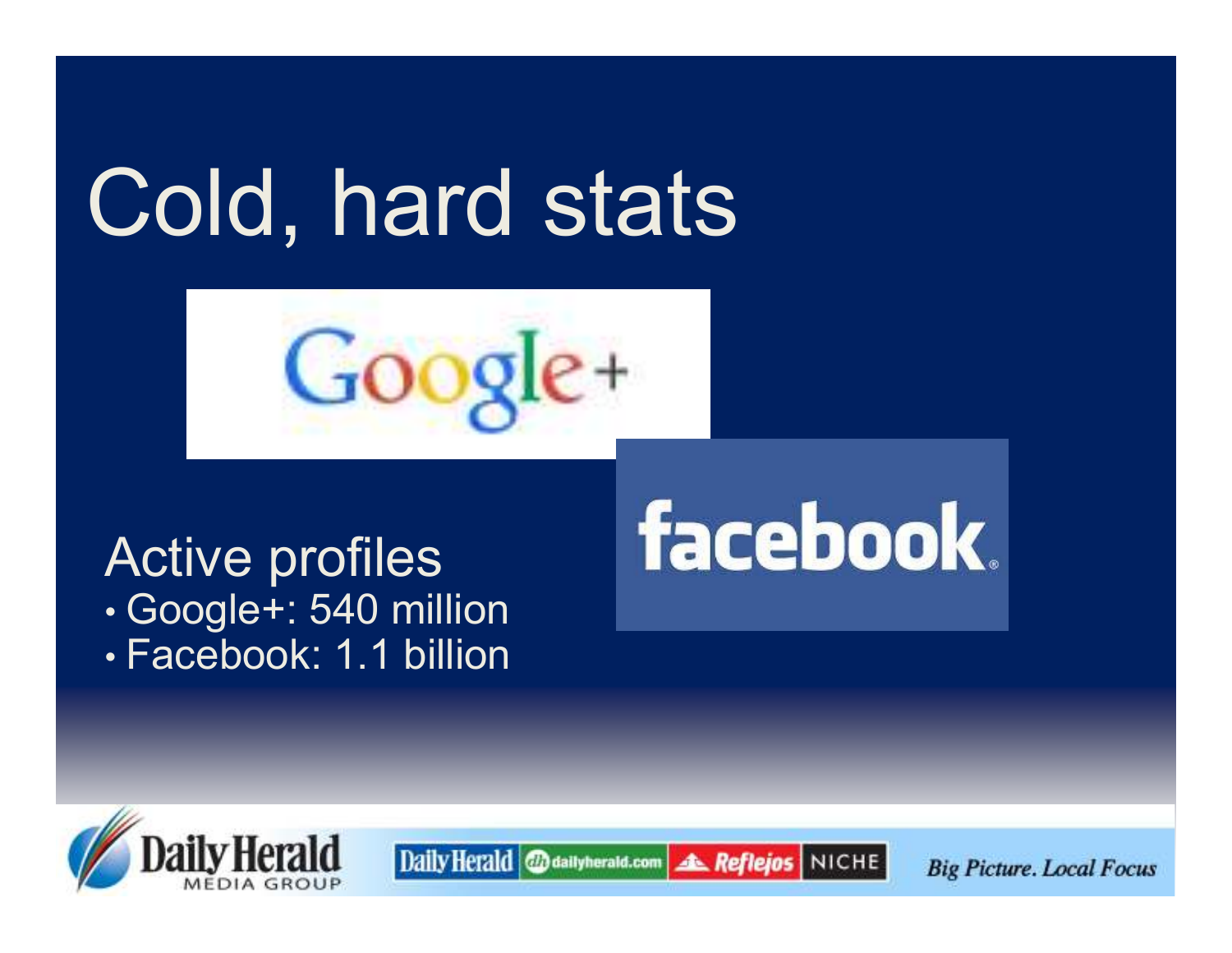# Cold, hard stats

Active profiles

- Google+: 540 million
- Facebook: 1.1 billion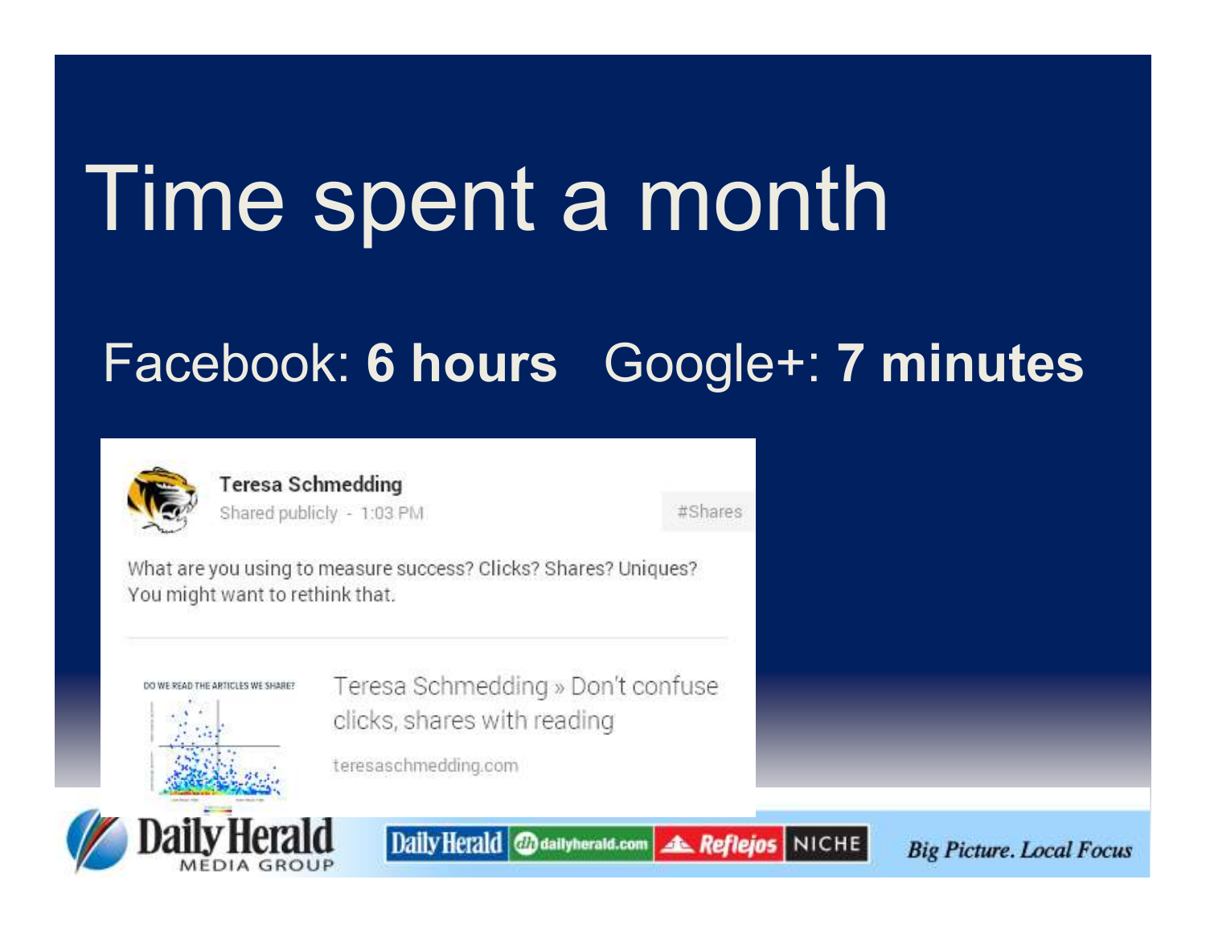# Time spent a month

Facebook: **6 hours** Google+: **7 minutes**

**Teresa Schmedding**
Shared publicly - 1:03 PM

#Shares

What are you using to measure success? Clicks? Shares? Uniques? You might want to rethink that.

DO WE READ THE ARTICLES WE SHARE?

Teresa Schmedding » Don't confuse clicks, shares with reading

teresaschmedding.com

Daily Herald MEDIA GROUP

Daily Herald | dailyherald.com | Reflejos | NICHE

*Big Picture. Local Focus*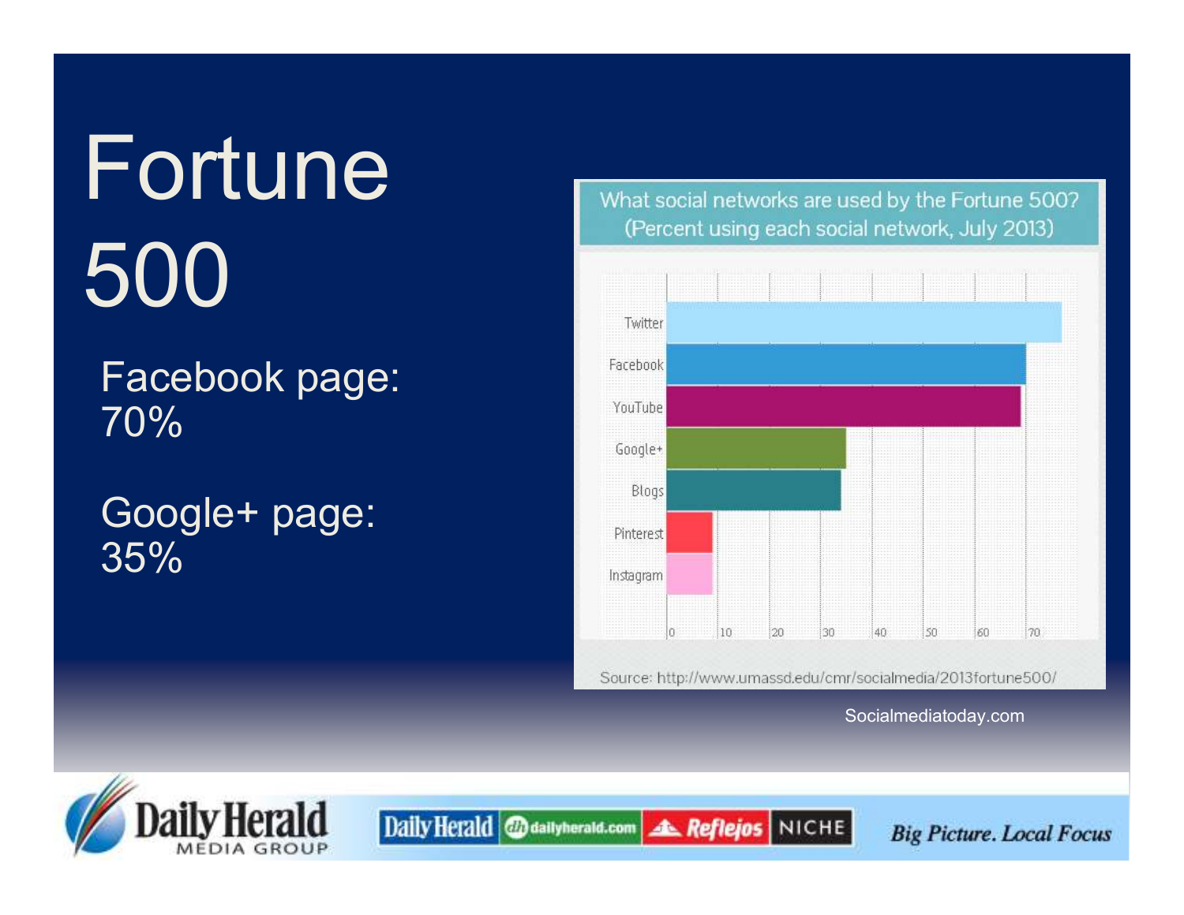# Fortune 500

Facebook page: 70%

Google+ page: 35%

What social networks are used by the Fortune 500? (Percent using each social network, July 2013)

Twitter

Facebook

YouTube

Google+

Blogs

Pinterest

Instagram

0 10 20 30 40 50 60 70

Source: http://www.umassd.edu/cmr/socialmedia/2013fortune500/

Socialmediatoday.com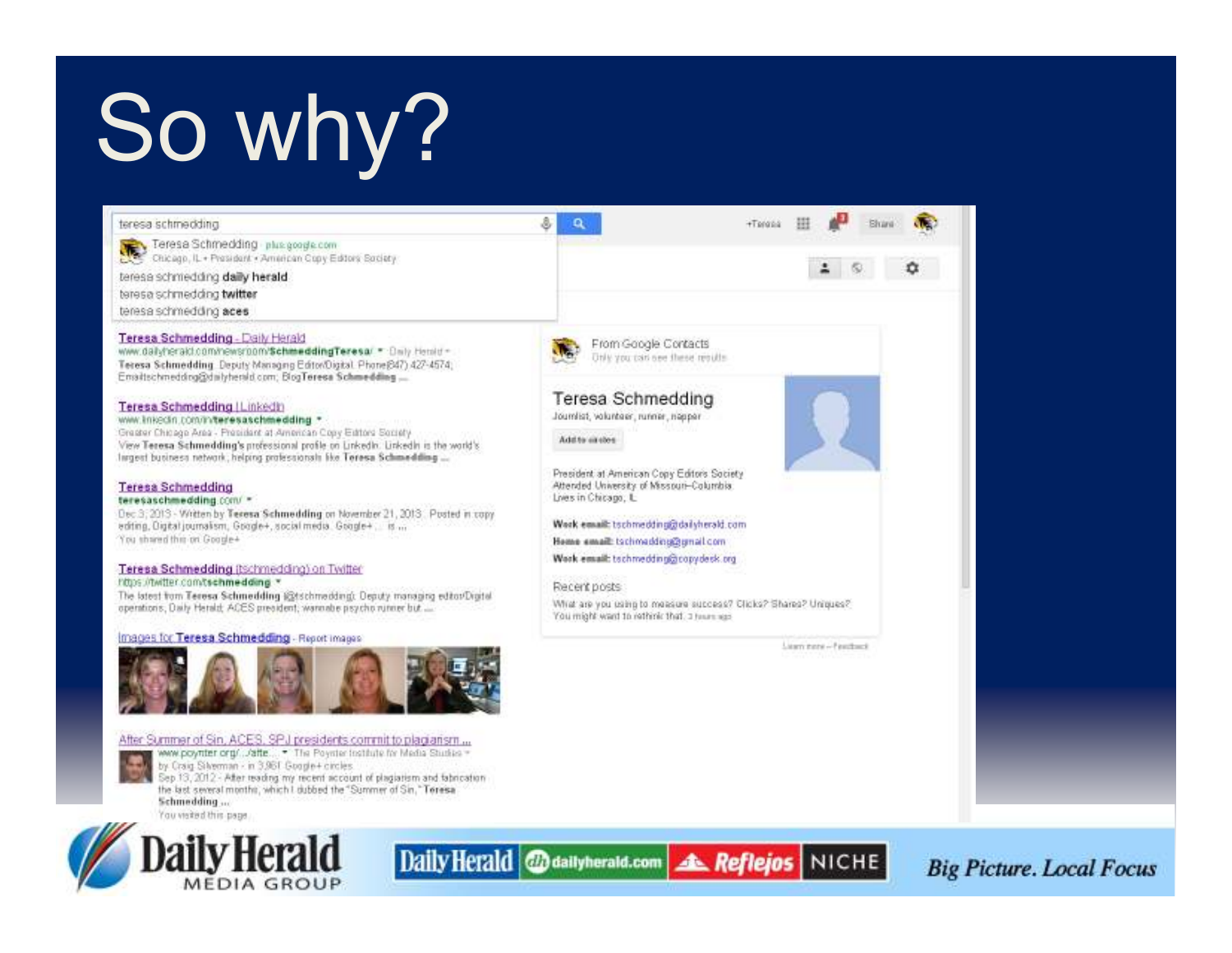# So why?

teresa schmedding

Teresa Schmedding plus.google.com
Chicago, IL • President • American Copy Editors Society

teresa schmedding **daily herald**
teresa schmedding **twitter**
teresa schmedding **aces**

+Teresa Share

**Teresa Schmedding** - Daily Herald
www.dailyherald.com/newsroom/**SchmeddingTeresa**/ ▾ Daily Herald ▾
**Teresa Schmedding**. Deputy Managing Editor/Digital. Phone(847) 427-4574; Email:tschmedding@dailyherald.com; Blog**Teresa Schmedding** ...

**Teresa Schmedding** | LinkedIn
www.linkedin.com/in/**teresaschmedding** ▾
Greater Chicago Area - President at American Copy Editors Society
View **Teresa Schmedding's** professional profile on LinkedIn. LinkedIn is the world's largest business network, helping professionals like **Teresa Schmedding** ...

**Teresa Schmedding**
**teresaschmedding**.com/ ▾
Dec 3, 2013 - Written by **Teresa Schmedding** on November 21, 2013 . Posted in copy editing, Digital journalism, Google+, social media. Google+ ... is ...
You shared this on Google+

**Teresa Schmedding** (tschmedding) on Twitter
https://twitter.com/**tschmedding** ▾
The latest from **Teresa Schmedding** (@tschmedding). Deputy managing editor/Digital operations, Daily Herald; ACES president; wannabe psycho runner but ...

Images for **Teresa Schmedding** - Report images

After Summer of Sin, ACES, SPJ presidents commit to plagiarism ...
www.poynter.org/.../afte... ▾ The Poynter Institute for Media Studies ▾
by Craig Silverman - in 3,961 Google+ circles
Sep 13, 2012 - After reading my recent account of plagiarism and fabrication the last several months, which I dubbed the "Summer of Sin," **Teresa Schmedding** ...
You visited this page.

From Google Contacts
Only you can see these results

Teresa Schmedding
Journalist, volunteer, runner, napper

Add to circles

President at American Copy Editors Society
Attended University of Missouri–Columbia
Lives in Chicago, IL

**Work email:** tschmedding@dailyherald.com
**Home email:** tschmedding@gmail.com
**Work email:** tschmedding@copydesk.org

Recent posts
What are you using to measure success? Clicks? Shares? Uniques? You might want to rethink that. 3 hours ago

Learn more – Feedback

Daily Herald MEDIA GROUP | Daily Herald | dailyherald.com | Reflejos | NICHE | *Big Picture. Local Focus*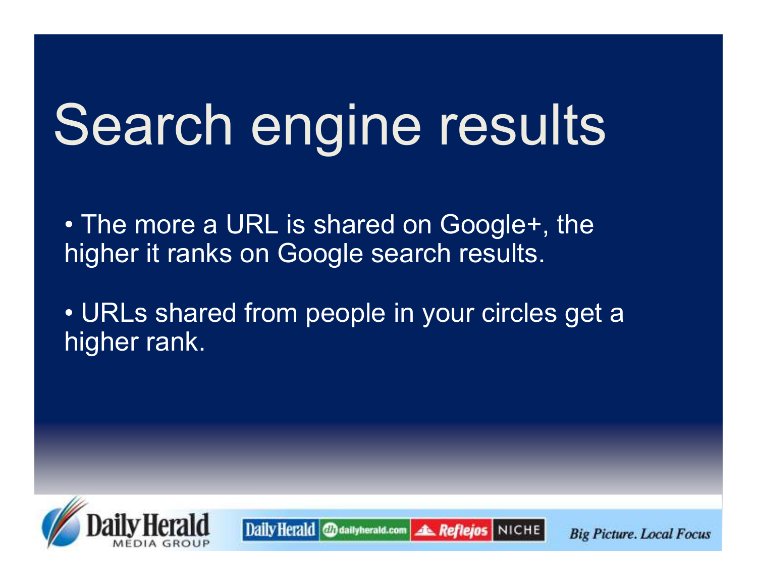# Search engine results

- The more a URL is shared on Google+, the higher it ranks on Google search results.
- URLs shared from people in your circles get a higher rank.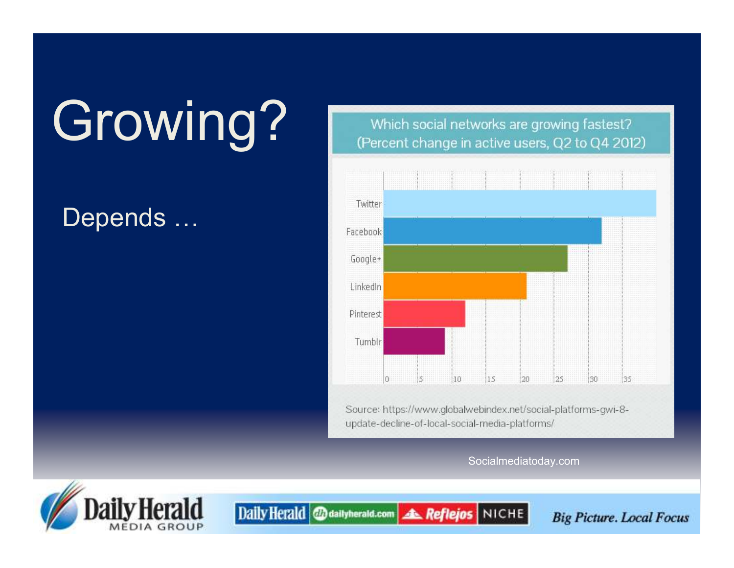# Growing?

Depends …

Which social networks are growing fastest?
(Percent change in active users, Q2 to Q4 2012)

| Network | Percent change |
|---|---|
| Twitter | ~40 |
| Facebook | ~32 |
| Google+ | ~27 |
| LinkedIn | ~21 |
| Pinterest | ~12 |
| Tumblr | ~9 |

Source: https://www.globalwebindex.net/social-platforms-gwi-8-update-decline-of-local-social-media-platforms/

Socialmediatoday.com

Daily Herald MEDIA GROUP | Daily Herald | dailyherald.com | Reflejos | NICHE | *Big Picture. Local Focus*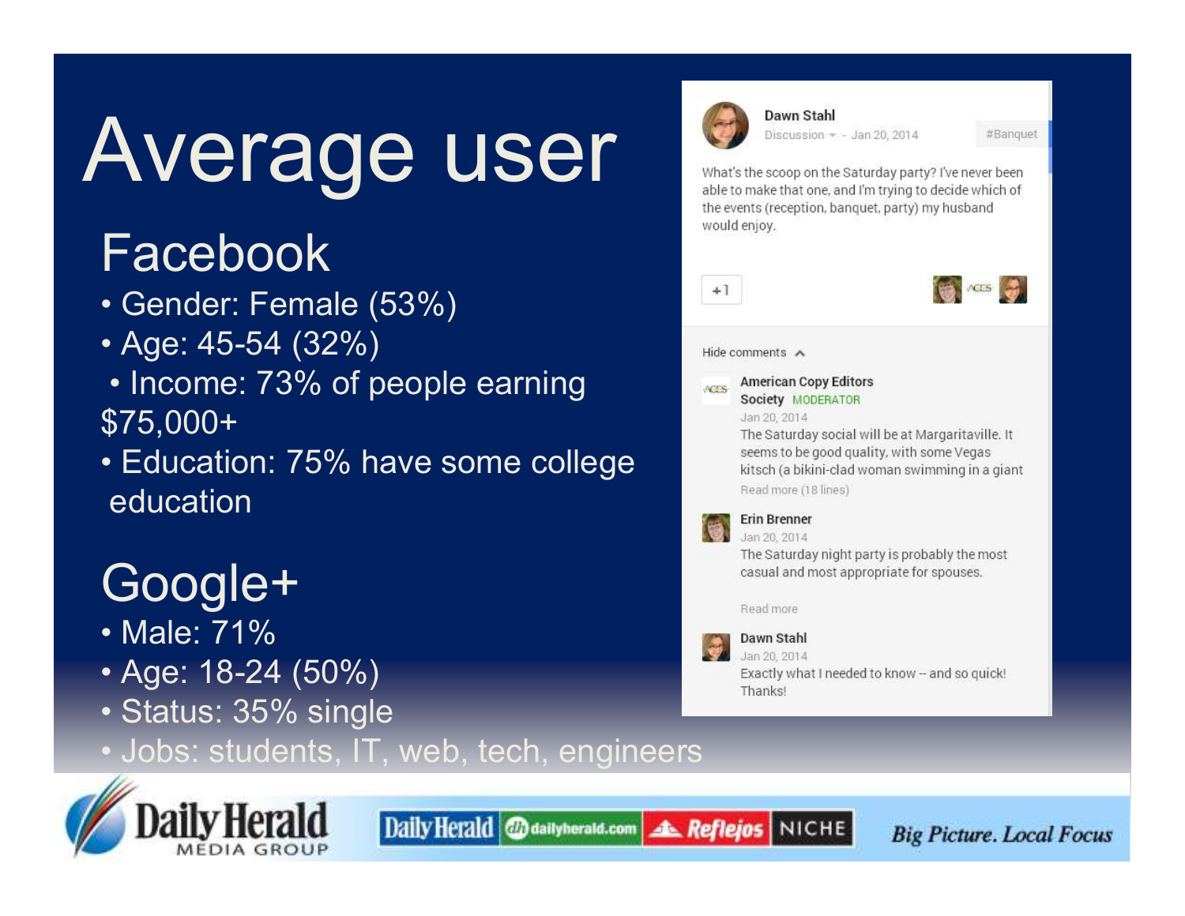# Average user

## Facebook

- Gender: Female (53%)
- Age: 45-54 (32%)
- Income: 73% of people earning $75,000+
- Education: 75% have some college education

## Google+

- Male: 71%
- Age: 18-24 (50%)
- Status: 35% single
- Jobs: students, IT, web, tech, engineers

**Dawn Stahl**
Discussion - Jan 20, 2014 #Banquet

What's the scoop on the Saturday party? I've never been able to make that one, and I'm trying to decide which of the events (reception, banquet, party) my husband would enjoy.

+1

Hide comments

**American Copy Editors Society** MODERATOR
Jan 20, 2014
The Saturday social will be at Margaritaville. It seems to be good quality, with some Vegas kitsch (a bikini-clad woman swimming in a giant
Read more (18 lines)

**Erin Brenner**
Jan 20, 2014
The Saturday night party is probably the most casual and most appropriate for spouses.

Read more

**Dawn Stahl**
Jan 20, 2014
Exactly what I needed to know -- and so quick! Thanks!

Daily Herald MEDIA GROUP | Daily Herald | dailyherald.com | Reflejos | NICHE | *Big Picture. Local Focus*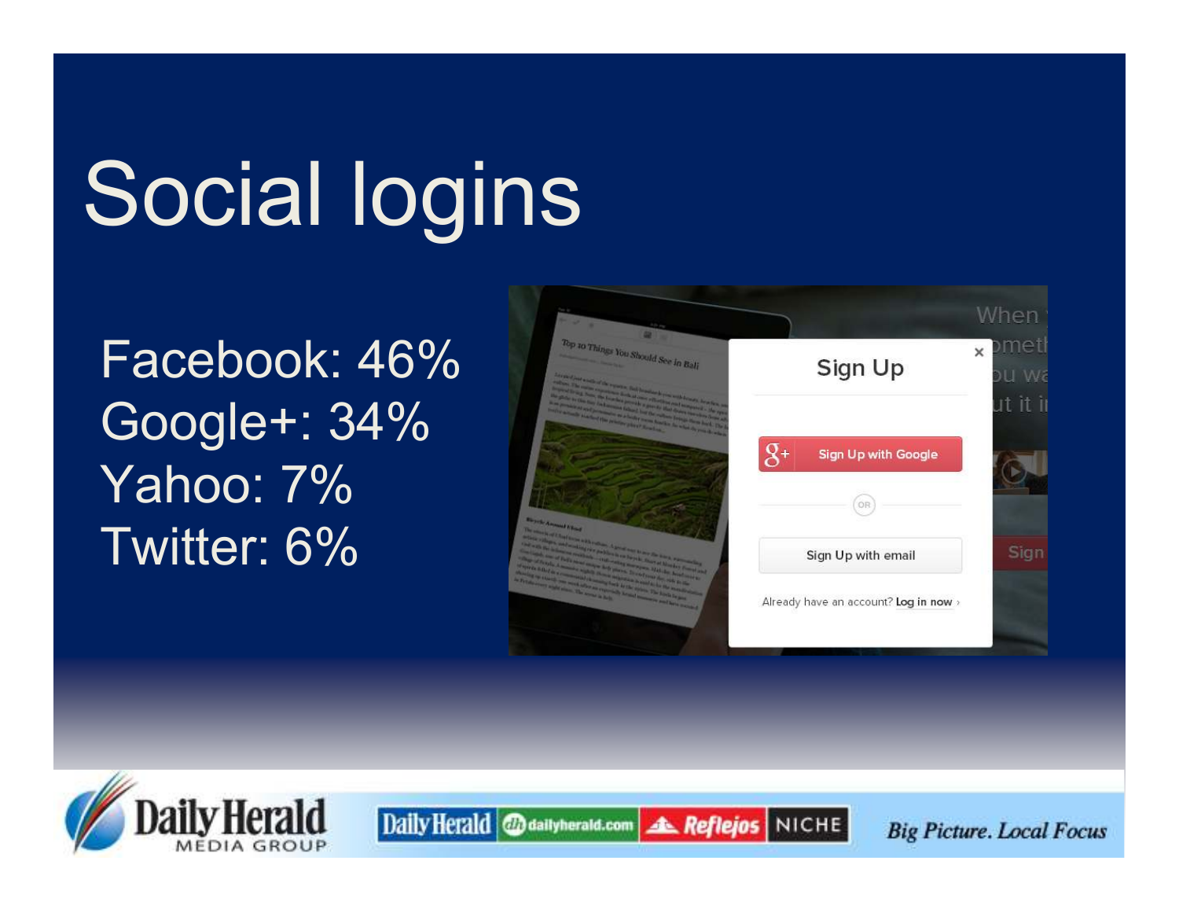# Social logins

Facebook: 46%
Google+: 34%
Yahoo: 7%
Twitter: 6%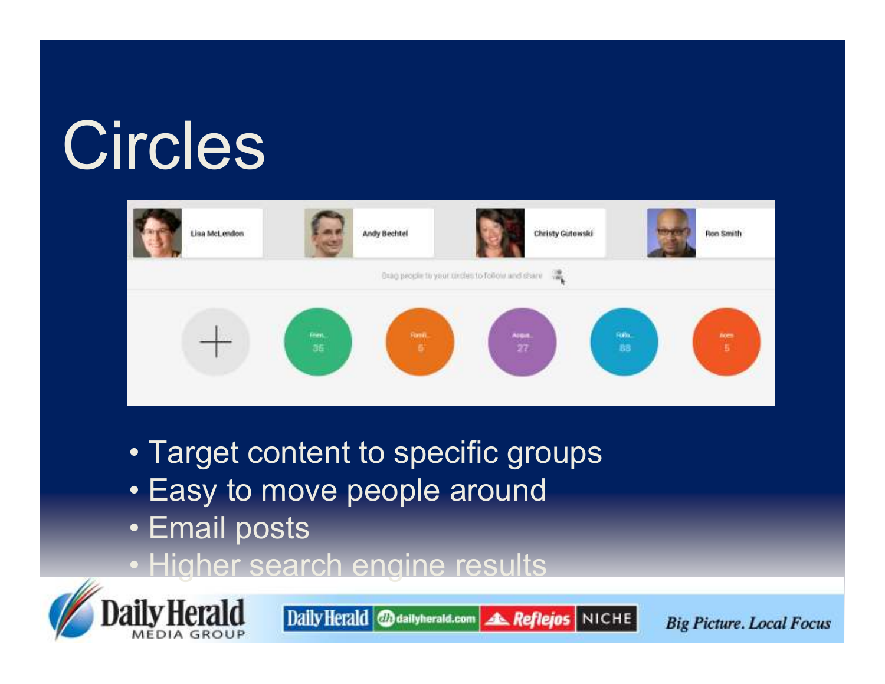# Circles

- Target content to specific groups
- Easy to move people around
- Email posts
- Higher search engine results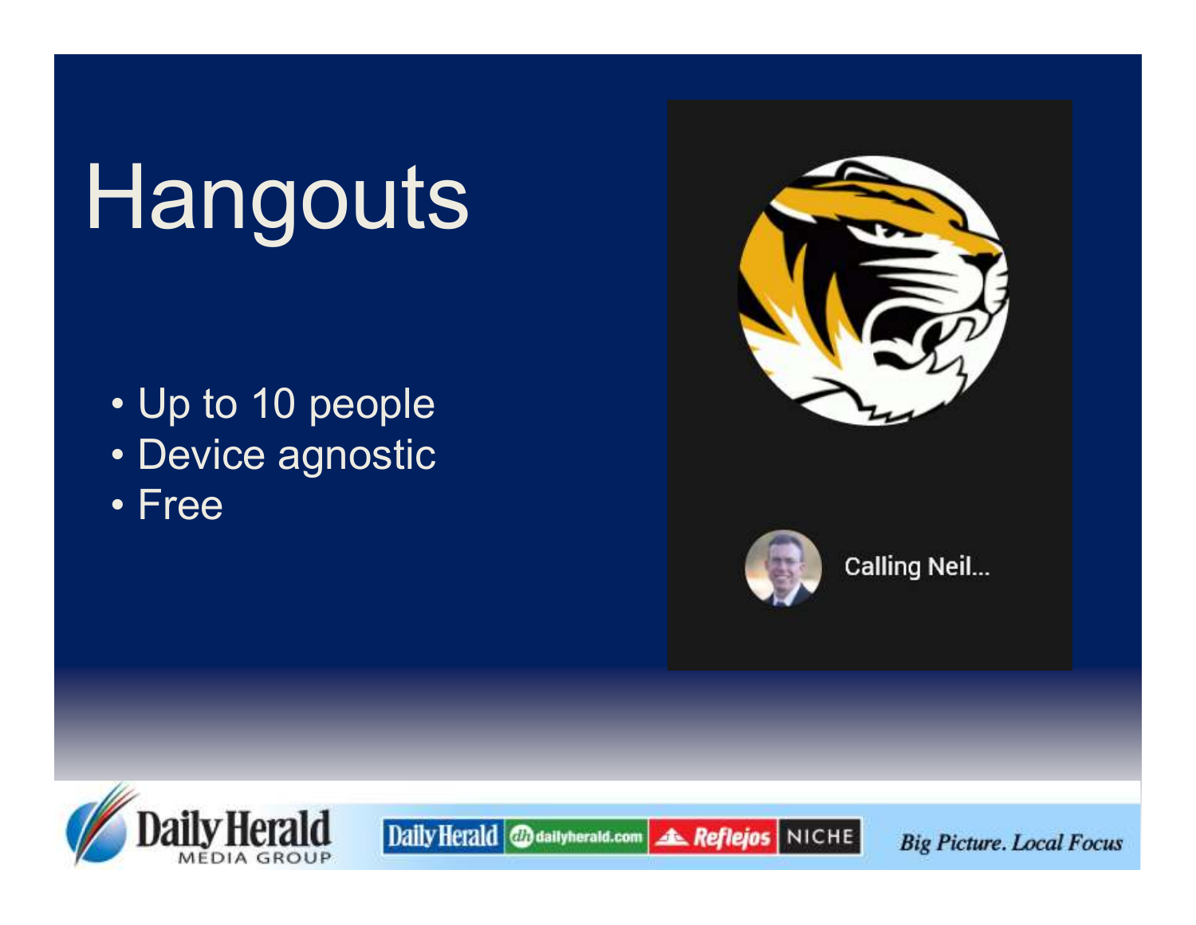# Hangouts

- Up to 10 people
- Device agnostic
- Free

Calling Neil...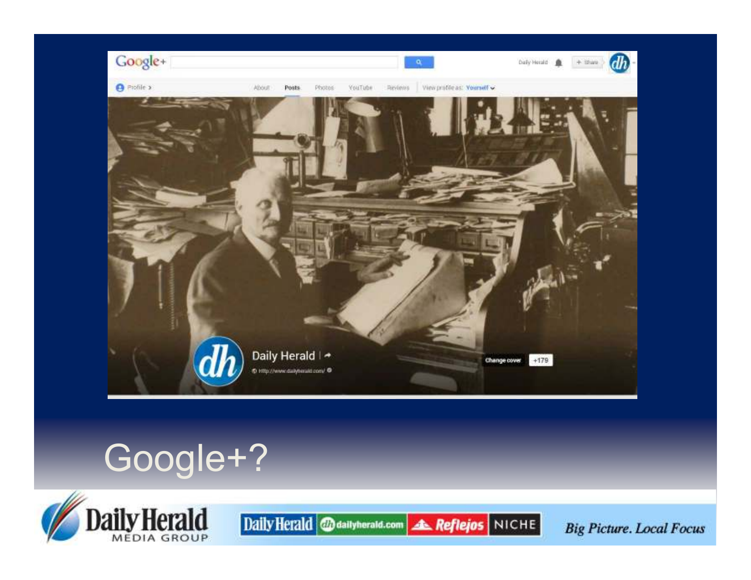# Google+?

Big Picture. Local Focus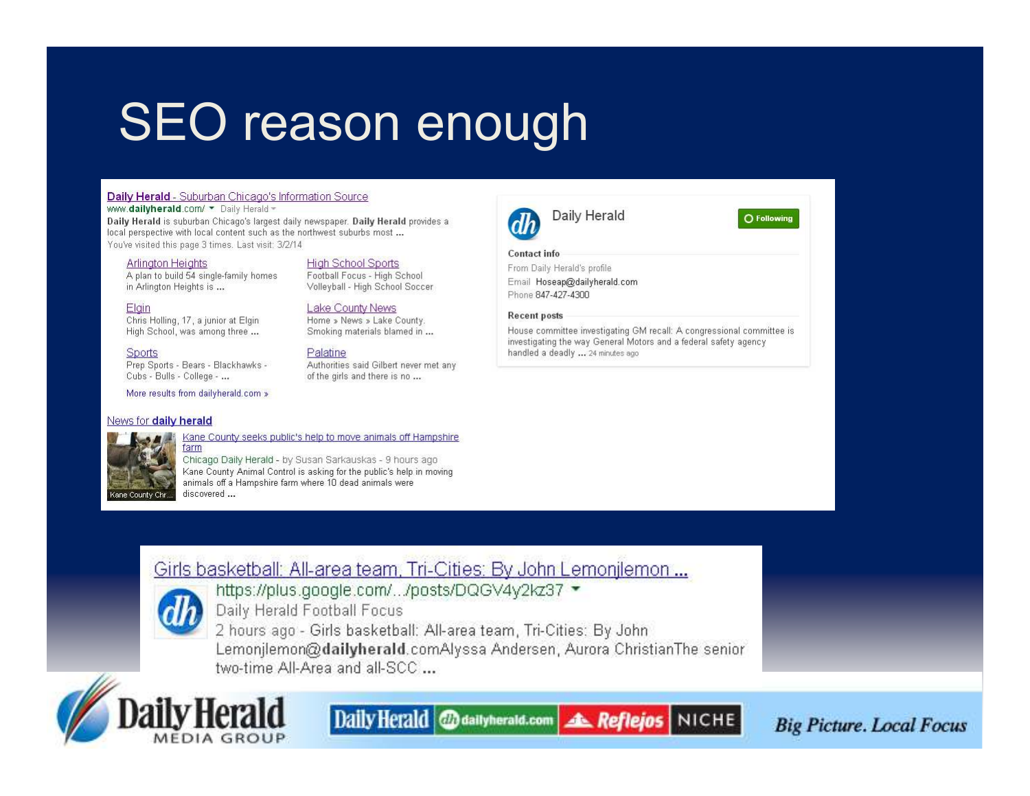# SEO reason enough

**Daily Herald** - Suburban Chicago's Information Source
www.**dailyherald**.com/ ▾ Daily Herald ▾
**Daily Herald** is suburban Chicago's largest daily newspaper. **Daily Herald** provides a local perspective with local content such as the northwest suburbs most ...
You've visited this page 3 times. Last visit: 3/2/14

Arlington Heights
A plan to build 54 single-family homes in Arlington Heights is ...

High School Sports
Football Focus - High School Volleyball - High School Soccer

Elgin
Chris Holling, 17, a junior at Elgin High School, was among three ...

Lake County News
Home » News » Lake County. Smoking materials blamed in ...

Sports
Prep Sports - Bears - Blackhawks - Cubs - Bulls - College - ...

Palatine
Authorities said Gilbert never met any of the girls and there is no ...

More results from dailyherald.com »

News for **daily herald**

Kane County seeks public's help to move animals off Hampshire farm
Chicago Daily Herald - by Susan Sarkauskas - 9 hours ago
Kane County Animal Control is asking for the public's help in moving animals off a Hampshire farm where 10 dead animals were discovered ...

Kane County Chr...

Daily Herald — Following

**Contact info**
From Daily Herald's profile
Email Hoseap@dailyherald.com
Phone 847-427-4300

**Recent posts**
House committee investigating GM recall: A congressional committee is investigating the way General Motors and a federal safety agency handled a deadly ... 24 minutes ago

Girls basketball: All-area team, Tri-Cities: By John Lemonjlemon ...
https://plus.google.com/.../posts/DQGV4y2kz37 ▾
Daily Herald Football Focus
2 hours ago - Girls basketball: All-area team, Tri-Cities: By John Lemonjlemon@**dailyherald**.comAlyssa Andersen, Aurora ChristianThe senior two-time All-Area and all-SCC ...

Daily Herald MEDIA GROUP | Daily Herald | dailyherald.com | Reflejos | NICHE | *Big Picture. Local Focus*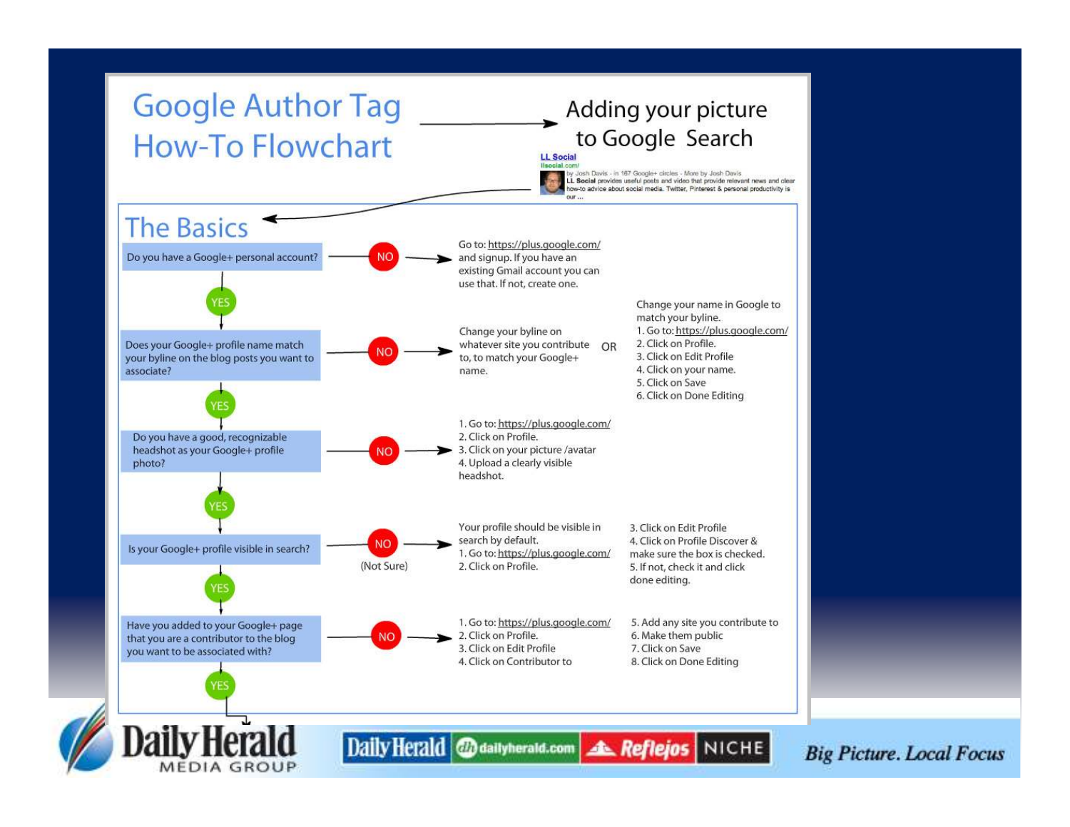# Google Author Tag How-To Flowchart

**Adding your picture to Google Search**

LL Social
llsocial.com/
by Josh Davis - in 167 Google+ circles - More by Josh Davis
LL Social provides useful posts and video that provide relevant news and clear how-to advice about social media. Twitter, Pinterest & personal productivity is our ...

## The Basics

**Do you have a Google+ personal account?**

- NO → Go to: https://plus.google.com/ and signup. If you have an existing Gmail account you can use that. If not, create one.
- YES ↓

**Does your Google+ profile name match your byline on the blog posts you want to associate?**

- NO → Change your byline on whatever site you contribute to, to match your Google+ name.

  OR

  Change your name in Google to match your byline.
  1. Go to: https://plus.google.com/
  2. Click on Profile.
  3. Click on Edit Profile
  4. Click on your name.
  5. Click on Save
  6. Click on Done Editing
- YES ↓

**Do you have a good, recognizable headshot as your Google+ profile photo?**

- NO →
  1. Go to: https://plus.google.com/
  2. Click on Profile.
  3. Click on your picture /avatar
  4. Upload a clearly visible headshot.
- YES ↓

**Is your Google+ profile visible in search?**

- NO (Not Sure) → Your profile should be visible in search by default.
  1. Go to: https://plus.google.com/
  2. Click on Profile.
  3. Click on Edit Profile
  4. Click on Profile Discover & make sure the box is checked.
  5. If not, check it and click done editing.
- YES ↓

**Have you added to your Google+ page that you are a contributor to the blog you want to be associated with?**

- NO →
  1. Go to: https://plus.google.com/
  2. Click on Profile.
  3. Click on Edit Profile
  4. Click on Contributor to
  5. Add any site you contribute to
  6. Make them public
  7. Click on Save
  8. Click on Done Editing
- YES ↓

Daily Herald Media Group | Daily Herald | dailyherald.com | Reflejos | NICHE

*Big Picture. Local Focus*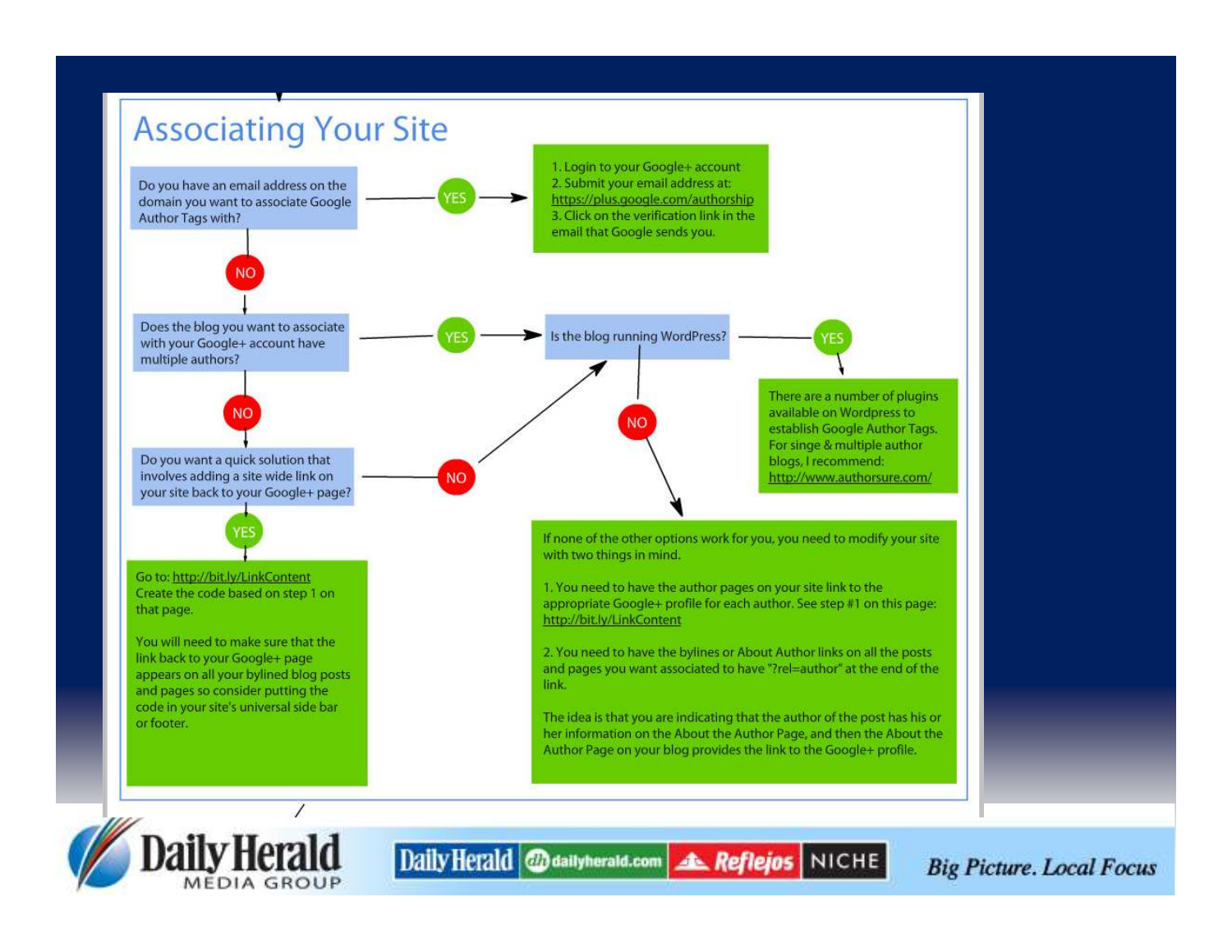# Associating Your Site

Do you have an email address on the domain you want to associate Google Author Tags with?

YES

1. Login to your Google+ account
2. Submit your email address at: https://plus.google.com/authorship
3. Click on the verification link in the email that Google sends you.

NO

Does the blog you want to associate with your Google+ account have multiple authors?

YES

Is the blog running WordPress?

YES

There are a number of plugins available on Wordpress to establish Google Author Tags. For singe & multiple author blogs, I recommend: http://www.authorsure.com/

NO

NO

Do you want a quick solution that involves adding a site wide link on your site back to your Google+ page?

NO

YES

Go to: http://bit.ly/LinkContent
Create the code based on step 1 on that page.

You will need to make sure that the link back to your Google+ page appears on all your bylined blog posts and pages so consider putting the code in your site's universal side bar or footer.

If none of the other options work for you, you need to modify your site with two things in mind.

1. You need to have the author pages on your site link to the appropriate Google+ profile for each author. See step #1 on this page: http://bit.ly/LinkContent

2. You need to have the bylines or About Author links on all the posts and pages you want associated to have "?rel=author" at the end of the link.

The idea is that you are indicating that the author of the post has his or her information on the About the Author Page, and then the About the Author Page on your blog provides the link to the Google+ profile.

Daily Herald MEDIA GROUP | Daily Herald | dailyherald.com | Reflejos | NICHE | *Big Picture. Local Focus*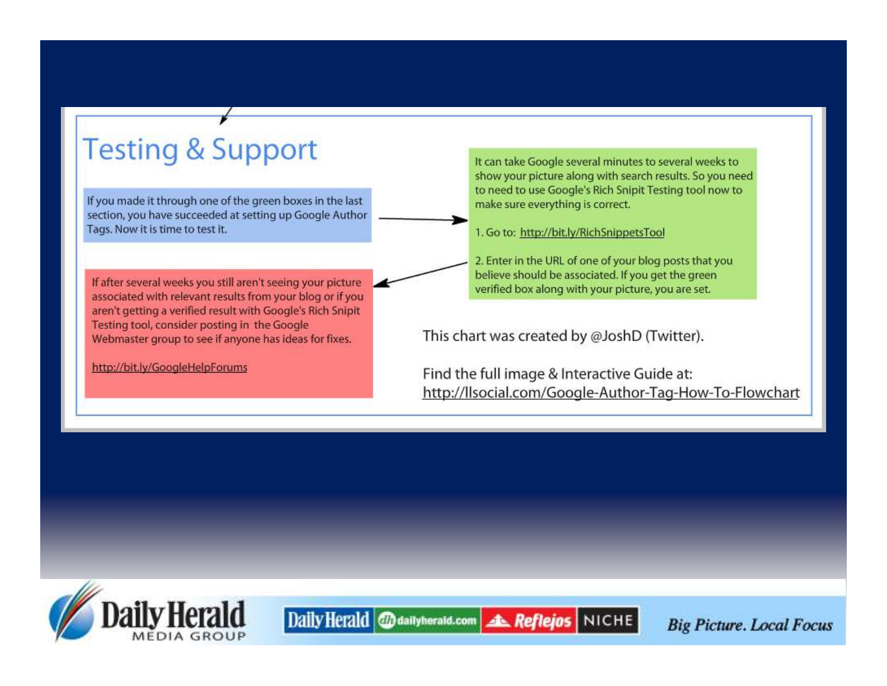# Testing & Support

If you made it through one of the green boxes in the last section, you have succeeded at setting up Google Author Tags. Now it is time to test it.

It can take Google several minutes to several weeks to show your picture along with search results. So you need to need to use Google's Rich Snipit Testing tool now to make sure everything is correct.

1. Go to: http://bit.ly/RichSnippetsTool

2. Enter in the URL of one of your blog posts that you believe should be associated. If you get the green verified box along with your picture, you are set.

If after several weeks you still aren't seeing your picture associated with relevant results from your blog or if you aren't getting a verified result with Google's Rich Snipit Testing tool, consider posting in the Google Webmaster group to see if anyone has ideas for fixes.

http://bit.ly/GoogleHelpForums

This chart was created by @JoshD (Twitter).

Find the full image & Interactive Guide at:
http://llsocial.com/Google-Author-Tag-How-To-Flowchart

Daily Herald MEDIA GROUP | Daily Herald | dailyherald.com | Reflejos | NICHE | *Big Picture. Local Focus*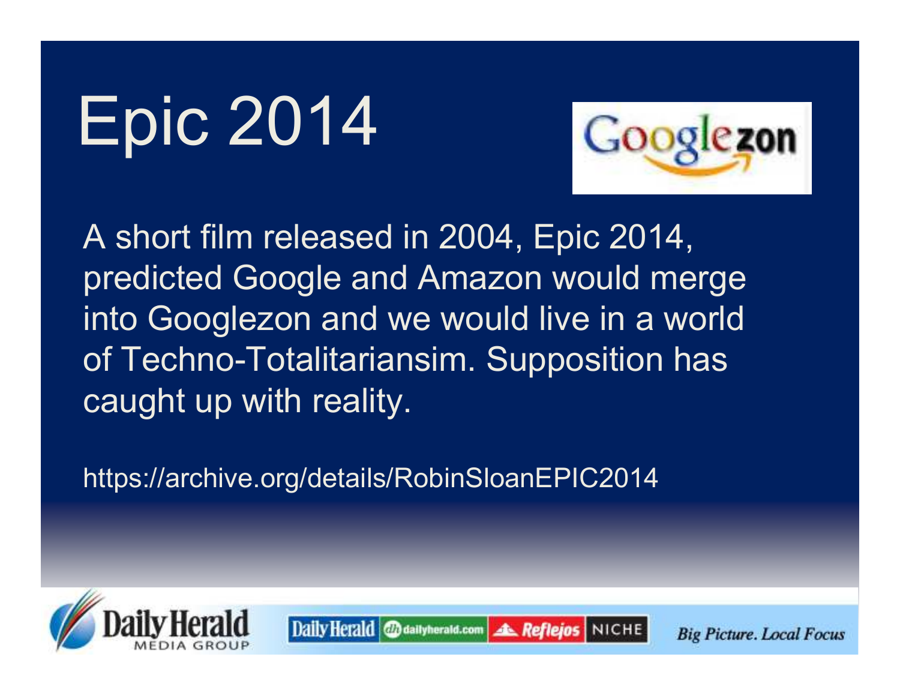# Epic 2014

A short film released in 2004, Epic 2014, predicted Google and Amazon would merge into Googlezon and we would live in a world of Techno-Totalitariansim. Supposition has caught up with reality.

https://archive.org/details/RobinSloanEPIC2014